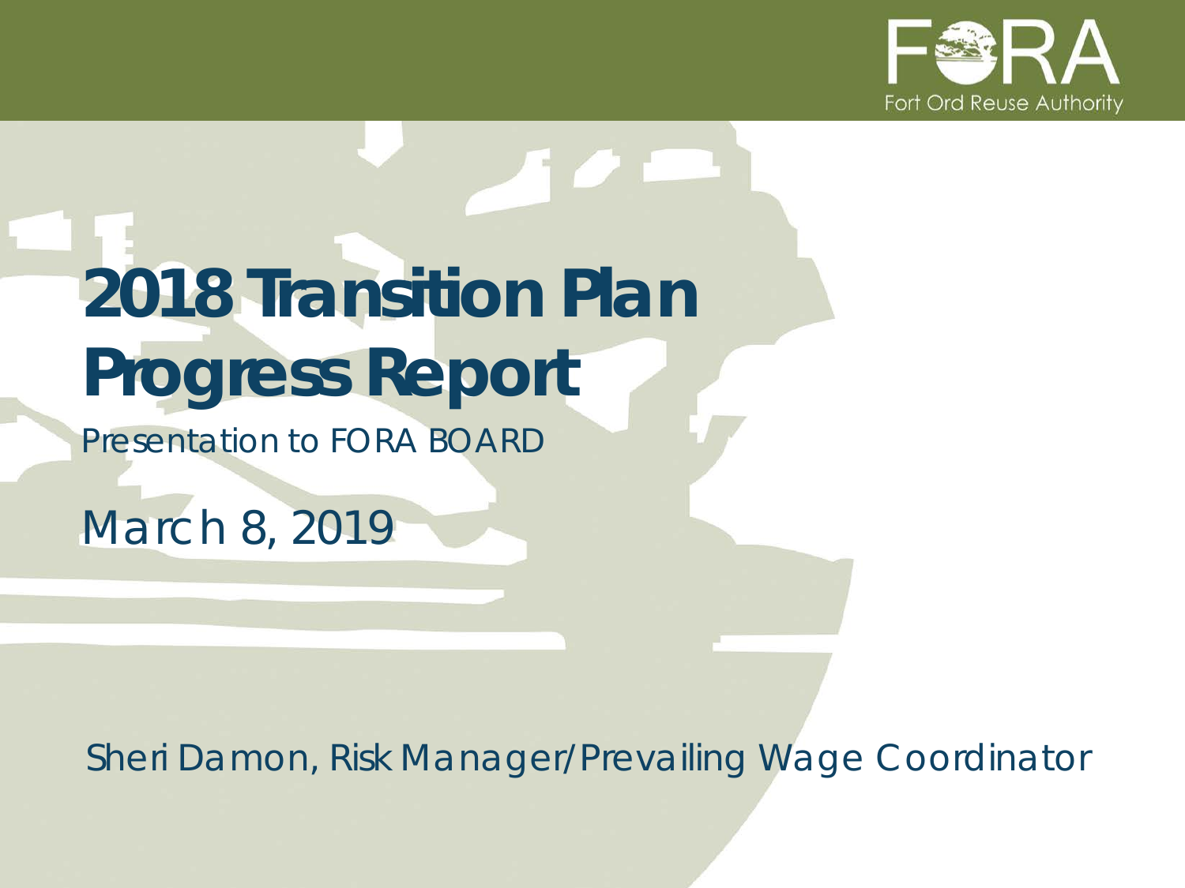FORA
Fort Ord Reuse Authority

# 2018 Transition Plan Progress Report

Presentation to FORA BOARD

March 8, 2019

Sheri Damon, Risk Manager/Prevailing Wage Coordinator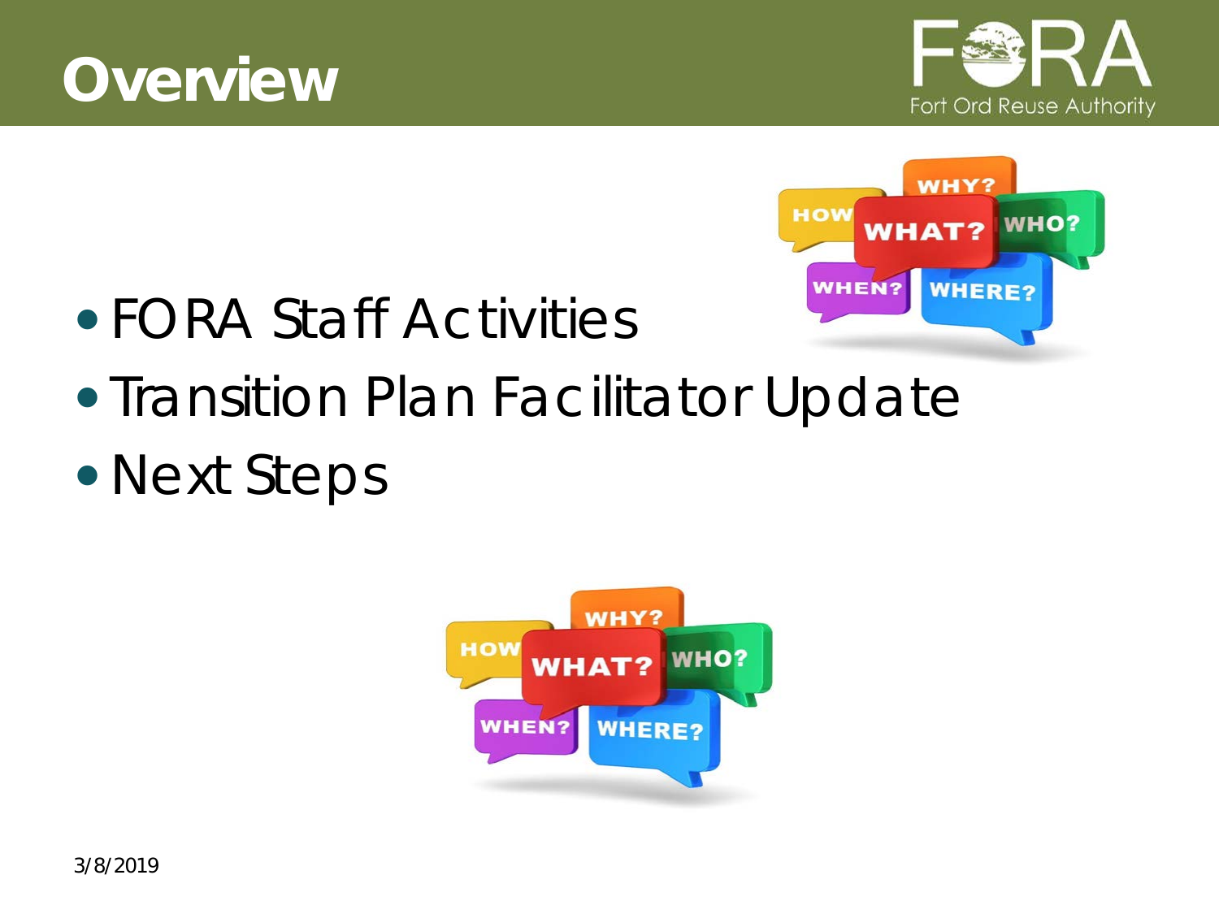# Overview

- FORA Staff Activities
- Transition Plan Facilitator Update
- Next Steps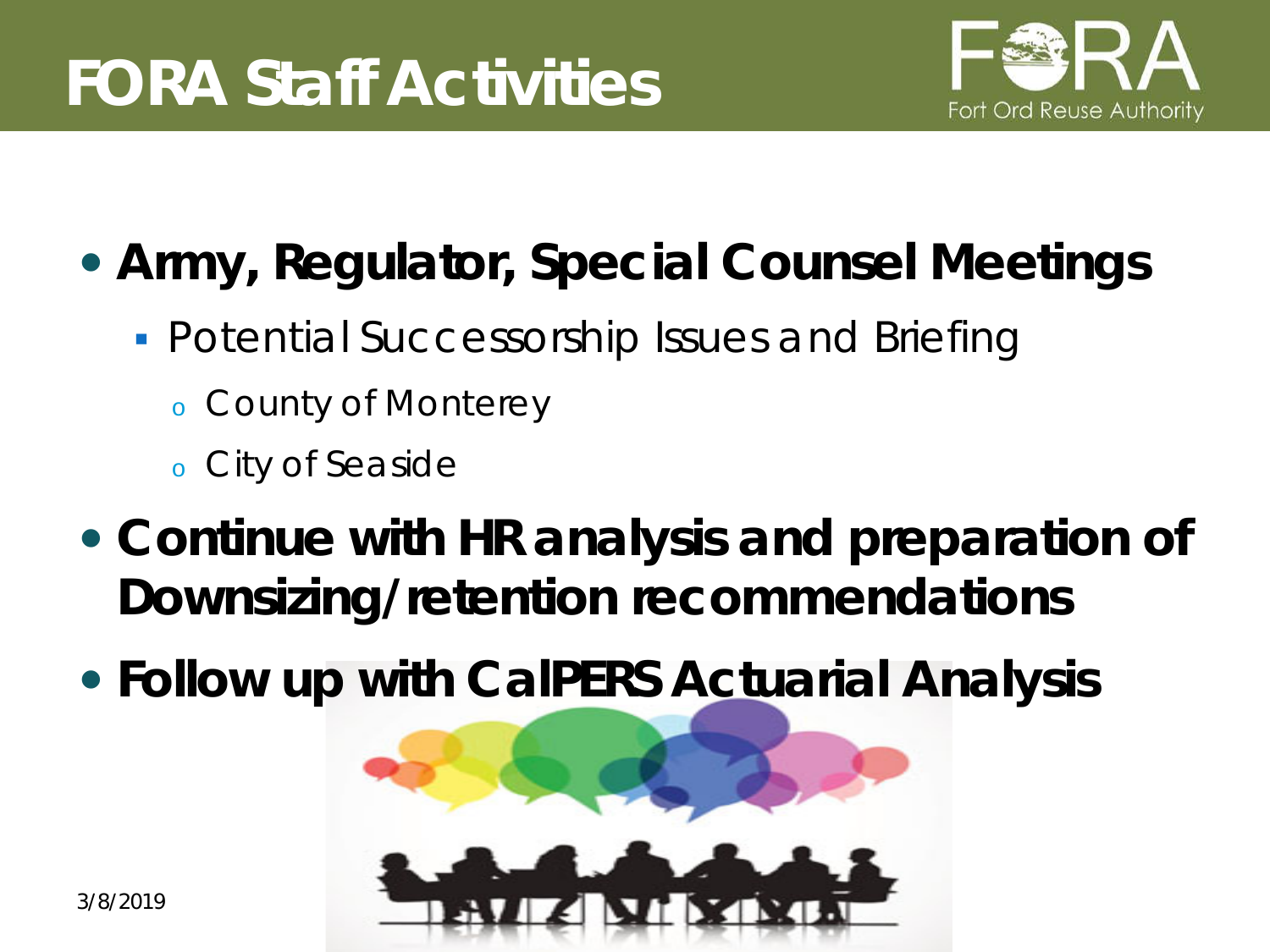# FORA Staff Activities

- **Army, Regulator, Special Counsel Meetings**
  - Potential Successorship Issues and Briefing
    - County of Monterey
    - City of Seaside
- **Continue with HR analysis and preparation of Downsizing/retention recommendations**
- **Follow up with CalPERS Actuarial Analysis**

3/8/2019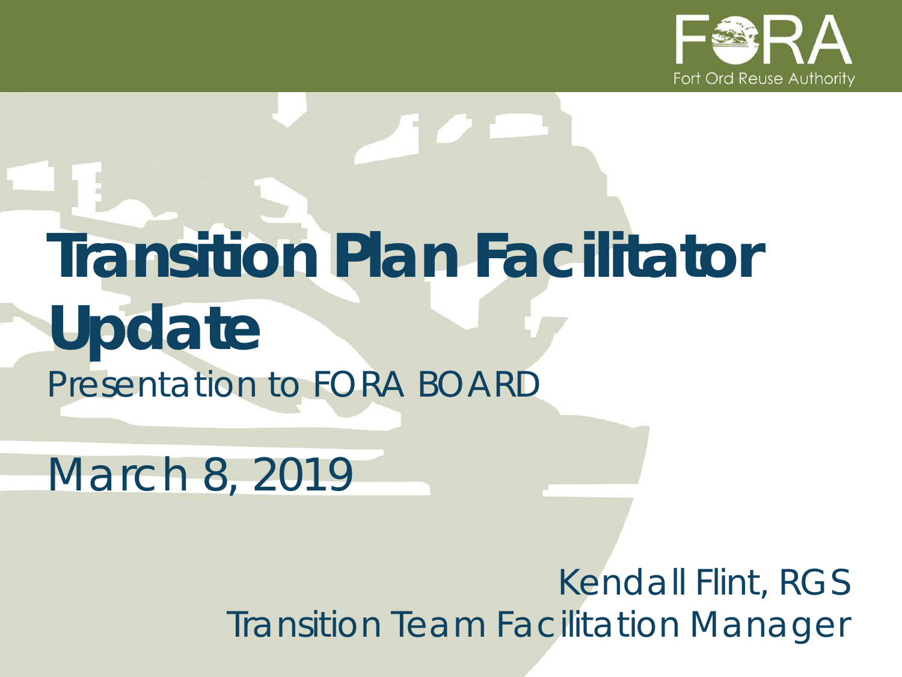FORA

Fort Ord Reuse Authority

# Transition Plan Facilitator Update

Presentation to FORA BOARD

March 8, 2019

Kendall Flint, RGS

Transition Team Facilitation Manager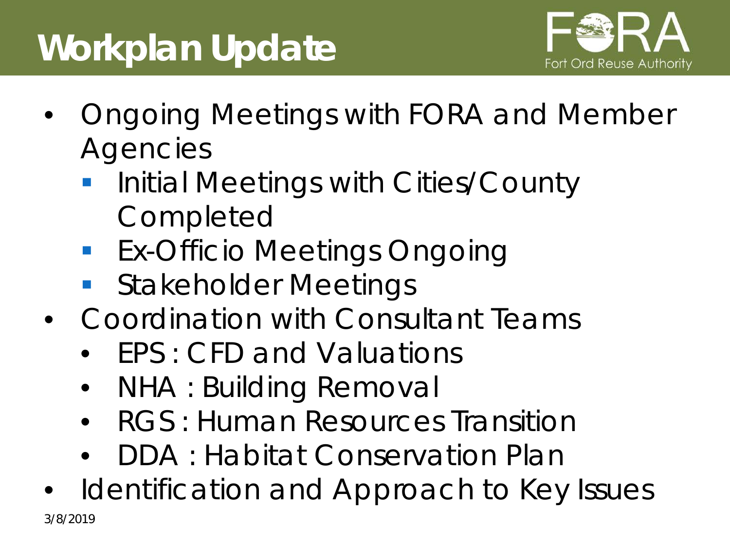# Workplan Update

- Ongoing Meetings with FORA and Member Agencies
  - Initial Meetings with Cities/County Completed
  - Ex-Officio Meetings Ongoing
  - Stakeholder Meetings
- Coordination with Consultant Teams
  - EPS : CFD and Valuations
  - NHA : Building Removal
  - RGS : Human Resources Transition
  - DDA : Habitat Conservation Plan
- Identification and Approach to Key Issues

3/8/2019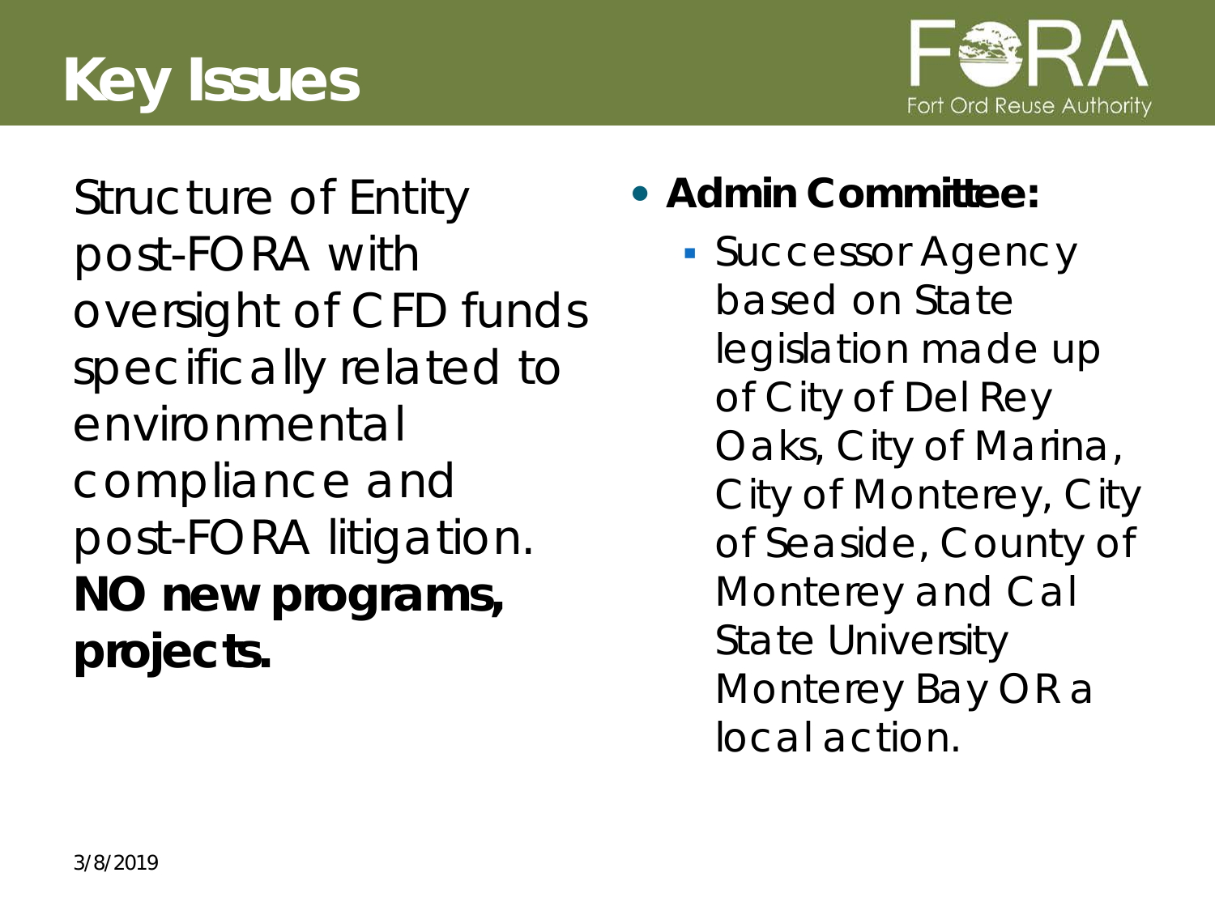# Key Issues

Structure of Entity post-FORA with oversight of CFD funds specifically related to environmental compliance and post-FORA litigation. **NO new programs, projects.**

- **Admin Committee:**
  - Successor Agency based on State legislation made up of City of Del Rey Oaks, City of Marina, City of Monterey, City of Seaside, County of Monterey and Cal State University Monterey Bay OR a local action.

3/8/2019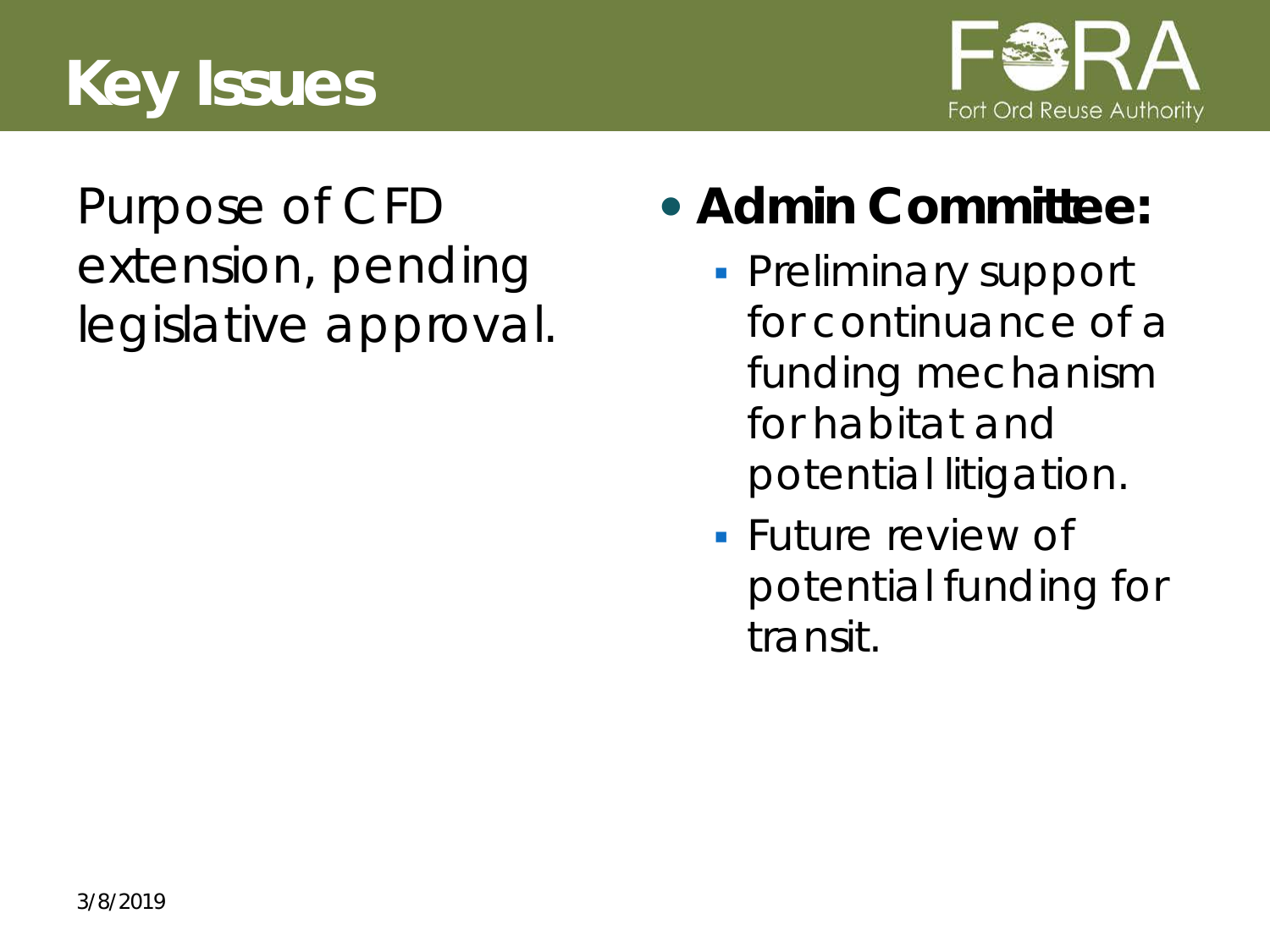# Key Issues

Purpose of CFD extension, pending legislative approval.

- **Admin Committee:**
  - Preliminary support for continuance of a funding mechanism for habitat and potential litigation.
  - Future review of potential funding for transit.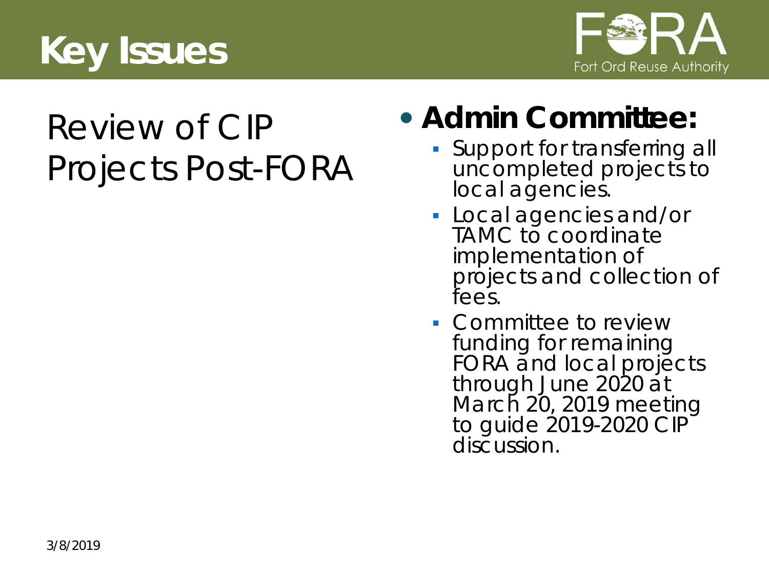# Key Issues

## Review of CIP Projects Post-FORA

- **Admin Committee:**
  - Support for transferring all uncompleted projects to local agencies.
  - Local agencies and/or TAMC to coordinate implementation of projects and collection of fees.
  - Committee to review funding for remaining FORA and local projects through June 2020 at March 20, 2019 meeting to guide 2019-2020 CIP discussion.

3/8/2019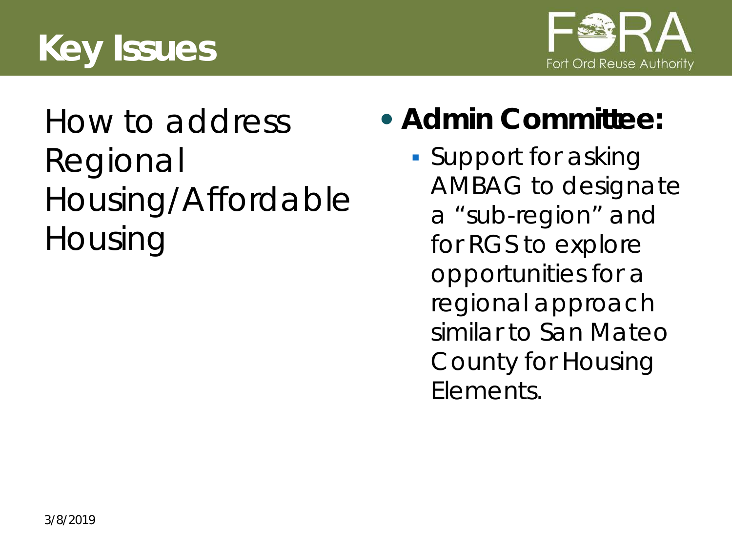# Key Issues

How to address Regional Housing/Affordable Housing

- **Admin Committee:**
  - Support for asking AMBAG to designate a "sub-region" and for RGS to explore opportunities for a regional approach similar to San Mateo County for Housing Elements.

3/8/2019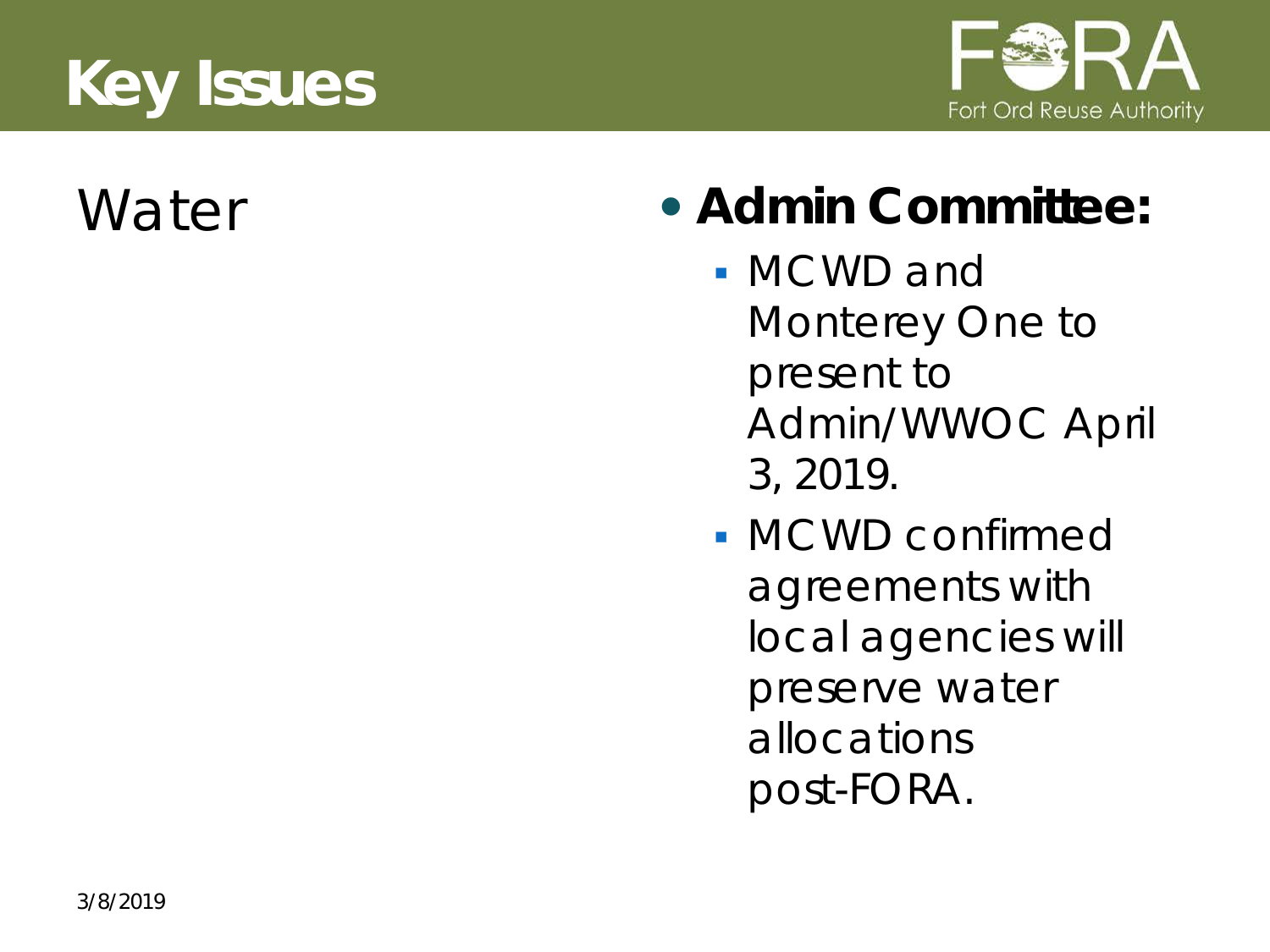# Key Issues

Fort Ord Reuse Authority

## Water

- **Admin Committee:**
  - MCWD and Monterey One to present to Admin/WWOC April 3, 2019.
  - MCWD confirmed agreements with local agencies will preserve water allocations post-FORA.

3/8/2019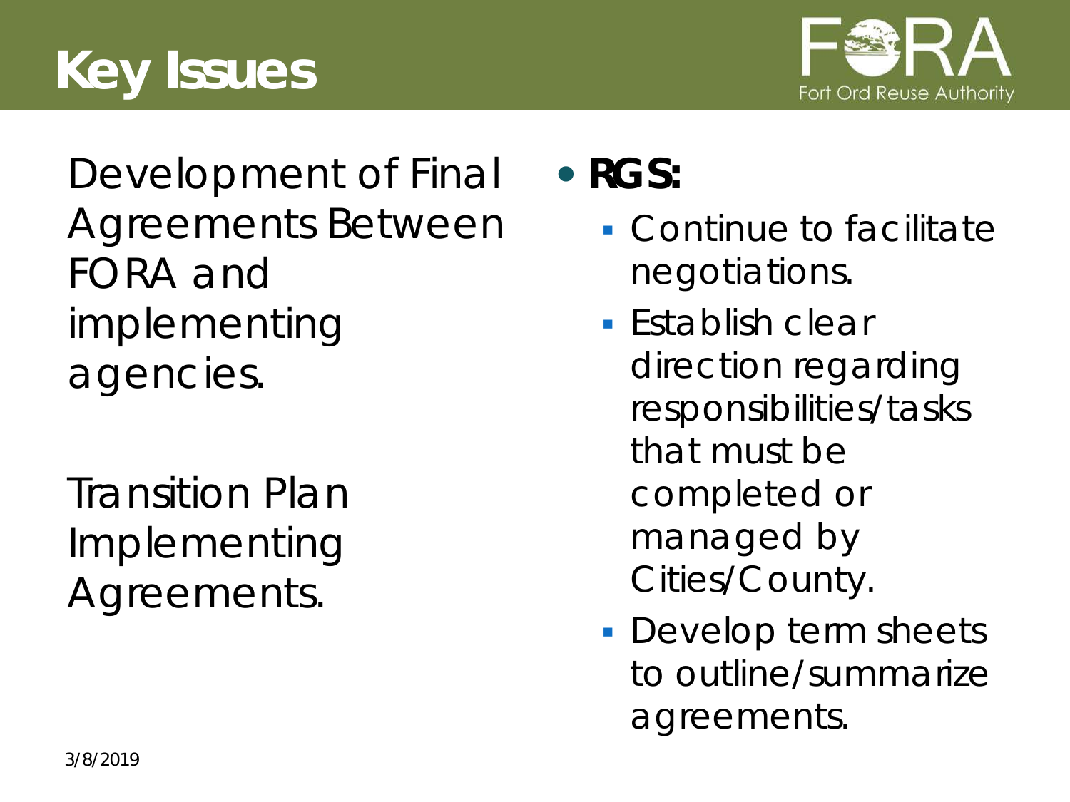# Key Issues

Development of Final Agreements Between FORA and implementing agencies.

Transition Plan Implementing Agreements.

- **RGS:**
  - Continue to facilitate negotiations.
  - Establish clear direction regarding responsibilities/tasks that must be completed or managed by Cities/County.
  - Develop term sheets to outline/summarize agreements.

3/8/2019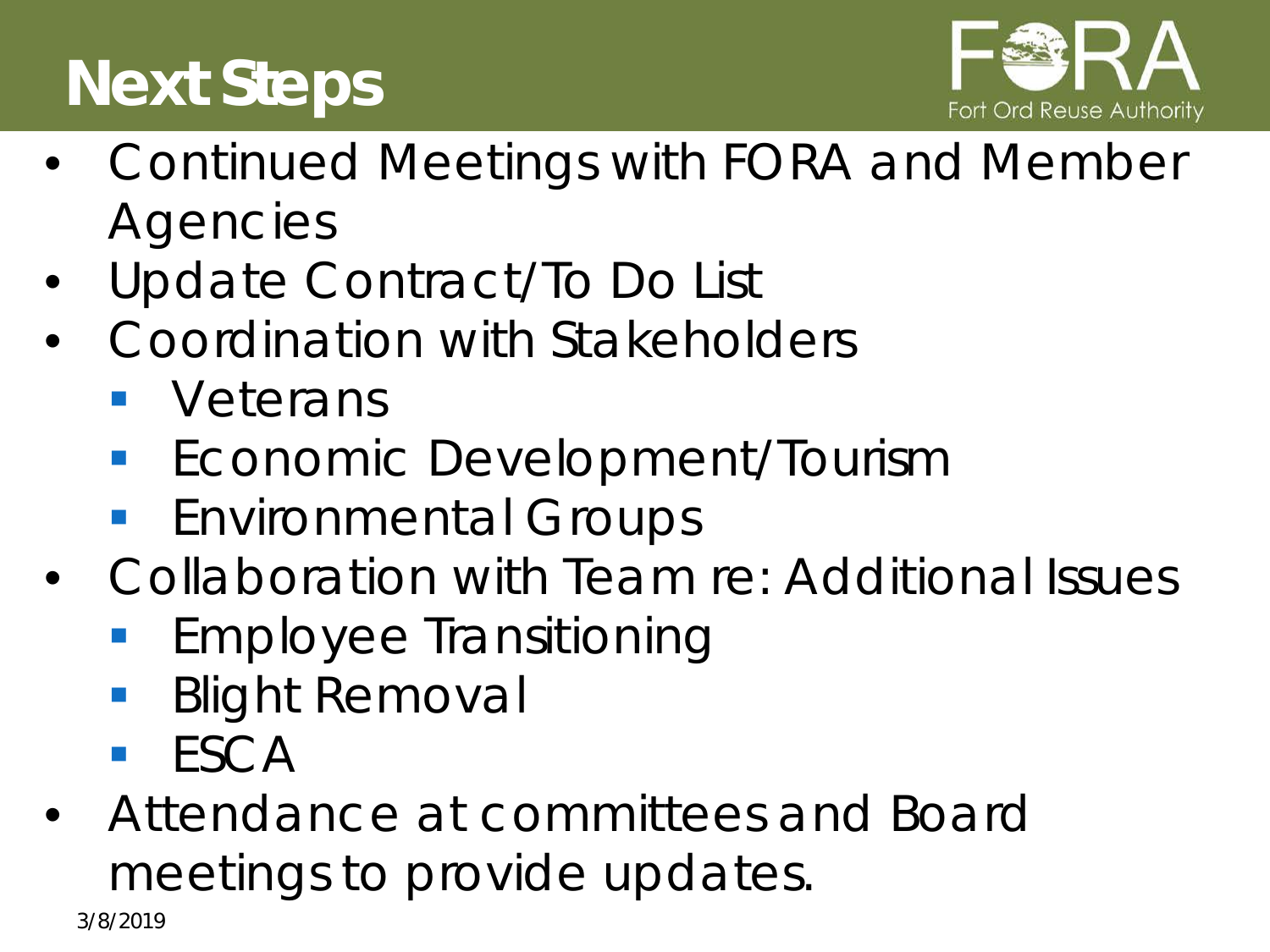# Next Steps

- Continued Meetings with FORA and Member Agencies
- Update Contract/To Do List
- Coordination with Stakeholders
  - Veterans
  - Economic Development/Tourism
  - Environmental Groups
- Collaboration with Team re: Additional Issues
  - Employee Transitioning
  - Blight Removal
  - ESCA
- Attendance at committees and Board meetings to provide updates.

3/8/2019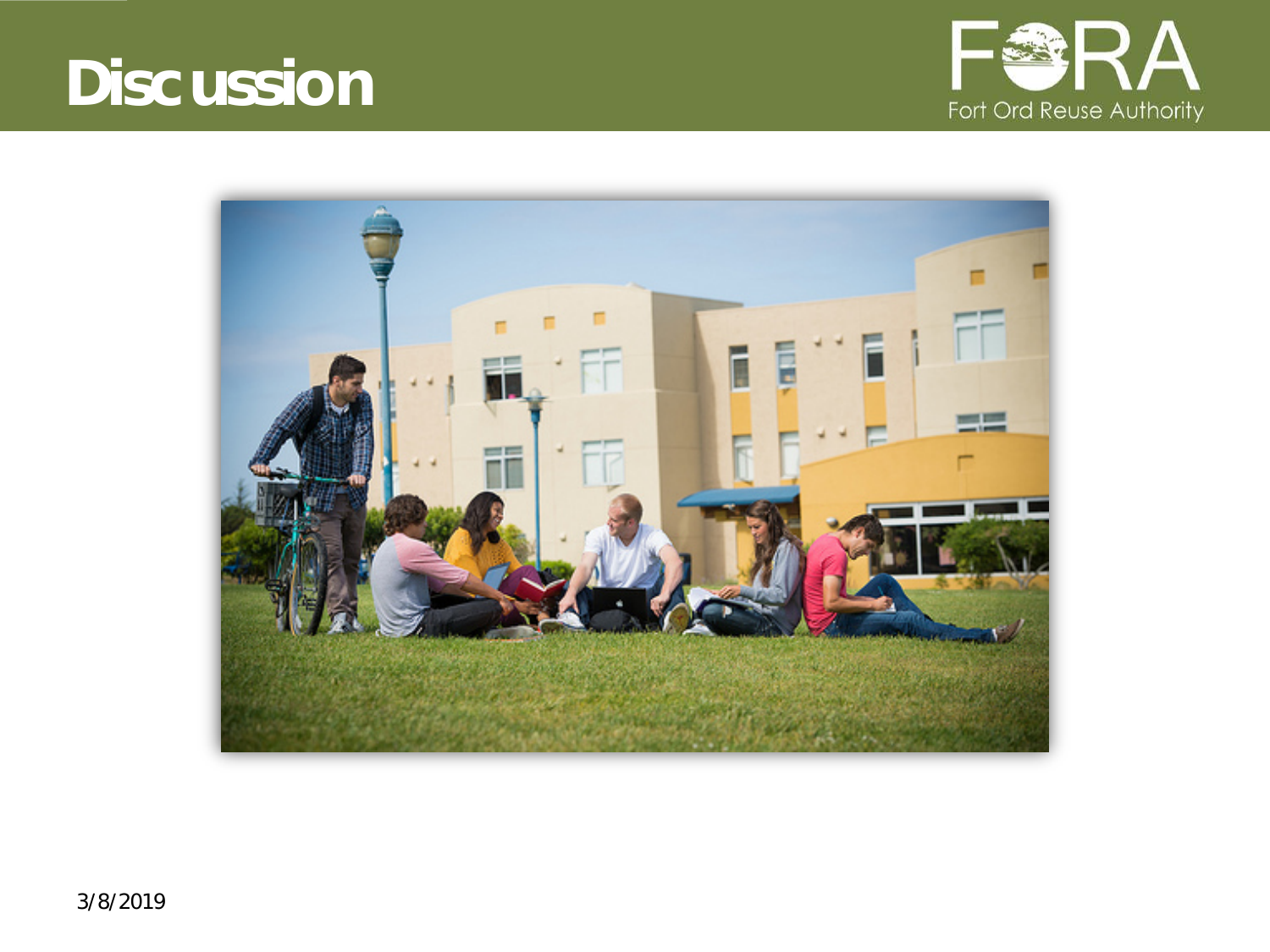# Discussion

FORA
Fort Ord Reuse Authority

3/8/2019